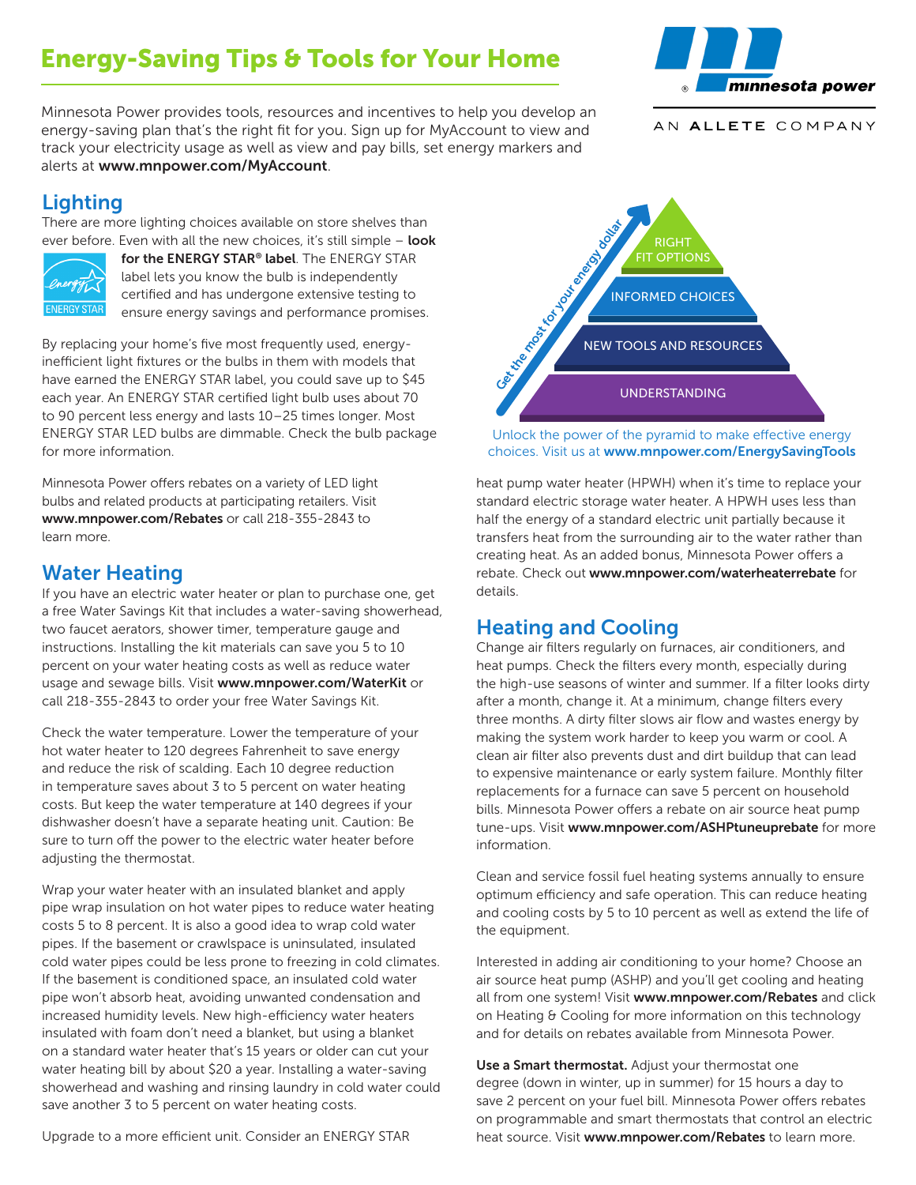# Energy-Saving Tips & Tools for Your Home

Minnesota Power provides tools, resources and incentives to help you develop an energy-saving plan that's the right fit for you. Sign up for MyAccount to view and track your electricity usage as well as view and pay bills, set energy markers and alerts at **www.mnpower.com/MyAccount**.

## Lighting

There are more lighting choices available on store shelves than ever before. Even with all the new choices, it's still simple – **look for the ENERGY STAR® label**. The ENERGY STAR label lets you know the bulb is independently certified and has undergone extensive testing to ensure energy savings and performance promises.

By replacing your home's five most frequently used, energy-inefficient light fixtures or the bulbs in them with models that have earned the ENERGY STAR label, you could save up to $45 each year. An ENERGY STAR certified light bulb uses about 70 to 90 percent less energy and lasts 10–25 times longer. Most ENERGY STAR LED bulbs are dimmable. Check the bulb package for more information.

Minnesota Power offers rebates on a variety of LED light bulbs and related products at participating retailers. Visit **www.mnpower.com/Rebates** or call 218-355-2843 to learn more.

## Water Heating

If you have an electric water heater or plan to purchase one, get a free Water Savings Kit that includes a water-saving showerhead, two faucet aerators, shower timer, temperature gauge and instructions. Installing the kit materials can save you 5 to 10 percent on your water heating costs as well as reduce water usage and sewage bills. Visit **www.mnpower.com/WaterKit** or call 218-355-2843 to order your free Water Savings Kit.

Check the water temperature. Lower the temperature of your hot water heater to 120 degrees Fahrenheit to save energy and reduce the risk of scalding. Each 10 degree reduction in temperature saves about 3 to 5 percent on water heating costs. But keep the water temperature at 140 degrees if your dishwasher doesn't have a separate heating unit. Caution: Be sure to turn off the power to the electric water heater before adjusting the thermostat.

Wrap your water heater with an insulated blanket and apply pipe wrap insulation on hot water pipes to reduce water heating costs 5 to 8 percent. It is also a good idea to wrap cold water pipes. If the basement or crawlspace is uninsulated, insulated cold water pipes could be less prone to freezing in cold climates. If the basement is conditioned space, an insulated cold water pipe won't absorb heat, avoiding unwanted condensation and increased humidity levels. New high-efficiency water heaters insulated with foam don't need a blanket, but using a blanket on a standard water heater that's 15 years or older can cut your water heating bill by about $20 a year. Installing a water-saving showerhead and washing and rinsing laundry in cold water could save another 3 to 5 percent on water heating costs.

Upgrade to a more efficient unit. Consider an ENERGY STAR heat pump water heater (HPWH) when it's time to replace your standard electric storage water heater. A HPWH uses less than half the energy of a standard electric unit partially because it transfers heat from the surrounding air to the water rather than creating heat. As an added bonus, Minnesota Power offers a rebate. Check out **www.mnpower.com/waterheaterrebate** for details.

Get the most for your energy dollar: RIGHT FIT OPTIONS / INFORMED CHOICES / NEW TOOLS AND RESOURCES / UNDERSTANDING

Unlock the power of the pyramid to make effective energy choices. Visit us at **www.mnpower.com/EnergySavingTools**

## Heating and Cooling

Change air filters regularly on furnaces, air conditioners, and heat pumps. Check the filters every month, especially during the high-use seasons of winter and summer. If a filter looks dirty after a month, change it. At a minimum, change filters every three months. A dirty filter slows air flow and wastes energy by making the system work harder to keep you warm or cool. A clean air filter also prevents dust and dirt buildup that can lead to expensive maintenance or early system failure. Monthly filter replacements for a furnace can save 5 percent on household bills. Minnesota Power offers a rebate on air source heat pump tune-ups. Visit **www.mnpower.com/ASHPtuneuprebate** for more information.

Clean and service fossil fuel heating systems annually to ensure optimum efficiency and safe operation. This can reduce heating and cooling costs by 5 to 10 percent as well as extend the life of the equipment.

Interested in adding air conditioning to your home? Choose an air source heat pump (ASHP) and you'll get cooling and heating all from one system! Visit **www.mnpower.com/Rebates** and click on Heating & Cooling for more information on this technology and for details on rebates available from Minnesota Power.

**Use a Smart thermostat.** Adjust your thermostat one degree (down in winter, up in summer) for 15 hours a day to save 2 percent on your fuel bill. Minnesota Power offers rebates on programmable and smart thermostats that control an electric heat source. Visit **www.mnpower.com/Rebates** to learn more.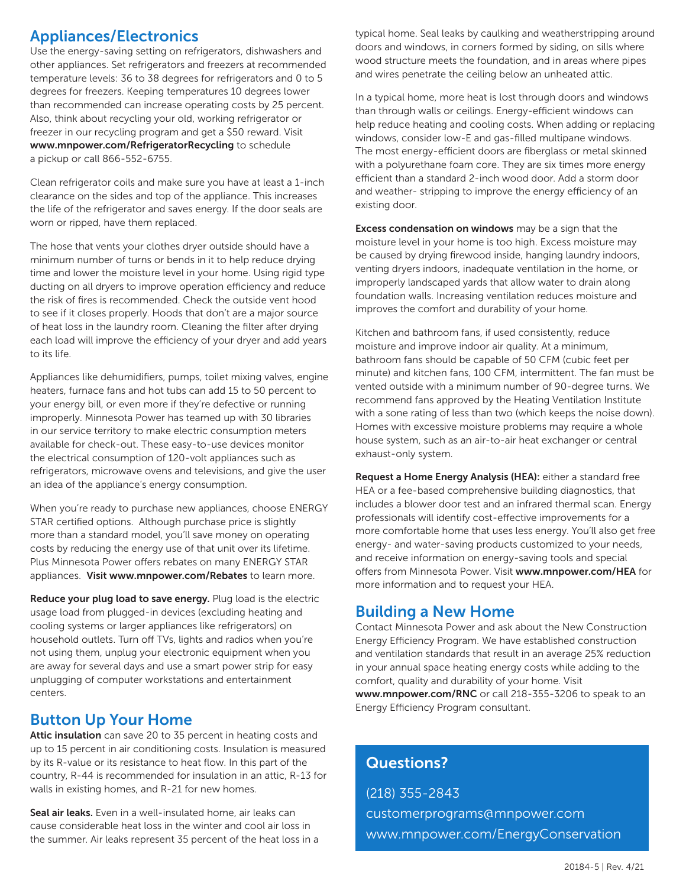## Appliances/Electronics

Use the energy-saving setting on refrigerators, dishwashers and other appliances. Set refrigerators and freezers at recommended temperature levels: 36 to 38 degrees for refrigerators and 0 to 5 degrees for freezers. Keeping temperatures 10 degrees lower than recommended can increase operating costs by 25 percent. Also, think about recycling your old, working refrigerator or freezer in our recycling program and get a $50 reward. Visit **www.mnpower.com/RefrigeratorRecycling** to schedule a pickup or call 866-552-6755.

Clean refrigerator coils and make sure you have at least a 1-inch clearance on the sides and top of the appliance. This increases the life of the refrigerator and saves energy. If the door seals are worn or ripped, have them replaced.

The hose that vents your clothes dryer outside should have a minimum number of turns or bends in it to help reduce drying time and lower the moisture level in your home. Using rigid type ducting on all dryers to improve operation efficiency and reduce the risk of fires is recommended. Check the outside vent hood to see if it closes properly. Hoods that don't are a major source of heat loss in the laundry room. Cleaning the filter after drying each load will improve the efficiency of your dryer and add years to its life.

Appliances like dehumidifiers, pumps, toilet mixing valves, engine heaters, furnace fans and hot tubs can add 15 to 50 percent to your energy bill, or even more if they're defective or running improperly. Minnesota Power has teamed up with 30 libraries in our service territory to make electric consumption meters available for check-out. These easy-to-use devices monitor the electrical consumption of 120-volt appliances such as refrigerators, microwave ovens and televisions, and give the user an idea of the appliance's energy consumption.

When you're ready to purchase new appliances, choose ENERGY STAR certified options. Although purchase price is slightly more than a standard model, you'll save money on operating costs by reducing the energy use of that unit over its lifetime. Plus Minnesota Power offers rebates on many ENERGY STAR appliances. **Visit www.mnpower.com/Rebates** to learn more.

**Reduce your plug load to save energy.** Plug load is the electric usage load from plugged-in devices (excluding heating and cooling systems or larger appliances like refrigerators) on household outlets. Turn off TVs, lights and radios when you're not using them, unplug your electronic equipment when you are away for several days and use a smart power strip for easy unplugging of computer workstations and entertainment centers.

## Button Up Your Home

**Attic insulation** can save 20 to 35 percent in heating costs and up to 15 percent in air conditioning costs. Insulation is measured by its R-value or its resistance to heat flow. In this part of the country, R-44 is recommended for insulation in an attic, R-13 for walls in existing homes, and R-21 for new homes.

**Seal air leaks.** Even in a well-insulated home, air leaks can cause considerable heat loss in the winter and cool air loss in the summer. Air leaks represent 35 percent of the heat loss in a typical home. Seal leaks by caulking and weatherstripping around doors and windows, in corners formed by siding, on sills where wood structure meets the foundation, and in areas where pipes and wires penetrate the ceiling below an unheated attic.

In a typical home, more heat is lost through doors and windows than through walls or ceilings. Energy-efficient windows can help reduce heating and cooling costs. When adding or replacing windows, consider low-E and gas-filled multipane windows. The most energy-efficient doors are fiberglass or metal skinned with a polyurethane foam core. They are six times more energy efficient than a standard 2-inch wood door. Add a storm door and weather- stripping to improve the energy efficiency of an existing door.

**Excess condensation on windows** may be a sign that the moisture level in your home is too high. Excess moisture may be caused by drying firewood inside, hanging laundry indoors, venting dryers indoors, inadequate ventilation in the home, or improperly landscaped yards that allow water to drain along foundation walls. Increasing ventilation reduces moisture and improves the comfort and durability of your home.

Kitchen and bathroom fans, if used consistently, reduce moisture and improve indoor air quality. At a minimum, bathroom fans should be capable of 50 CFM (cubic feet per minute) and kitchen fans, 100 CFM, intermittent. The fan must be vented outside with a minimum number of 90-degree turns. We recommend fans approved by the Heating Ventilation Institute with a sone rating of less than two (which keeps the noise down). Homes with excessive moisture problems may require a whole house system, such as an air-to-air heat exchanger or central exhaust-only system.

**Request a Home Energy Analysis (HEA):** either a standard free HEA or a fee-based comprehensive building diagnostics, that includes a blower door test and an infrared thermal scan. Energy professionals will identify cost-effective improvements for a more comfortable home that uses less energy. You'll also get free energy- and water-saving products customized to your needs, and receive information on energy-saving tools and special offers from Minnesota Power. Visit **www.mnpower.com/HEA** for more information and to request your HEA.

## Building a New Home

Contact Minnesota Power and ask about the New Construction Energy Efficiency Program. We have established construction and ventilation standards that result in an average 25% reduction in your annual space heating energy costs while adding to the comfort, quality and durability of your home. Visit **www.mnpower.com/RNC** or call 218-355-3206 to speak to an Energy Efficiency Program consultant.

## Questions?

(218) 355-2843

customerprograms@mnpower.com

www.mnpower.com/EnergyConservation

20184-5 | Rev. 4/21